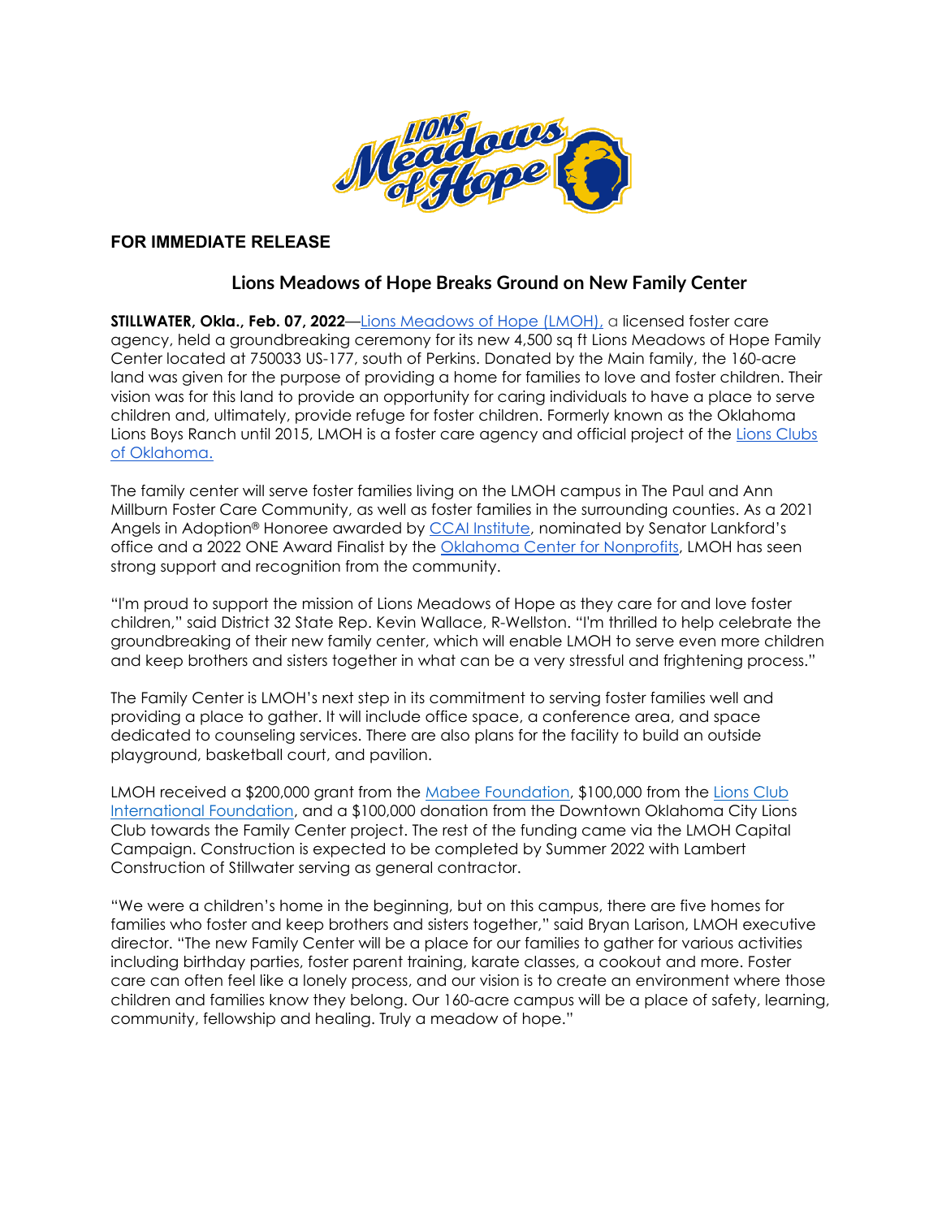**FOR IMMEDIATE RELEASE**

## Lions Meadows of Hope Breaks Ground on New Family Center

**STILLWATER, Okla., Feb. 07, 2022**—Lions Meadows of Hope (LMOH), a licensed foster care agency, held a groundbreaking ceremony for its new 4,500 sq ft Lions Meadows of Hope Family Center located at 750033 US-177, south of Perkins. Donated by the Main family, the 160-acre land was given for the purpose of providing a home for families to love and foster children. Their vision was for this land to provide an opportunity for caring individuals to have a place to serve children and, ultimately, provide refuge for foster children. Formerly known as the Oklahoma Lions Boys Ranch until 2015, LMOH is a foster care agency and official project of the Lions Clubs of Oklahoma.

The family center will serve foster families living on the LMOH campus in The Paul and Ann Millburn Foster Care Community, as well as foster families in the surrounding counties. As a 2021 Angels in Adoption® Honoree awarded by CCAI Institute, nominated by Senator Lankford's office and a 2022 ONE Award Finalist by the Oklahoma Center for Nonprofits, LMOH has seen strong support and recognition from the community.

"I'm proud to support the mission of Lions Meadows of Hope as they care for and love foster children," said District 32 State Rep. Kevin Wallace, R-Wellston. "I'm thrilled to help celebrate the groundbreaking of their new family center, which will enable LMOH to serve even more children and keep brothers and sisters together in what can be a very stressful and frightening process."

The Family Center is LMOH's next step in its commitment to serving foster families well and providing a place to gather. It will include office space, a conference area, and space dedicated to counseling services. There are also plans for the facility to build an outside playground, basketball court, and pavilion.

LMOH received a $200,000 grant from the Mabee Foundation, $100,000 from the Lions Club International Foundation, and a $100,000 donation from the Downtown Oklahoma City Lions Club towards the Family Center project. The rest of the funding came via the LMOH Capital Campaign. Construction is expected to be completed by Summer 2022 with Lambert Construction of Stillwater serving as general contractor.

"We were a children's home in the beginning, but on this campus, there are five homes for families who foster and keep brothers and sisters together," said Bryan Larison, LMOH executive director. "The new Family Center will be a place for our families to gather for various activities including birthday parties, foster parent training, karate classes, a cookout and more. Foster care can often feel like a lonely process, and our vision is to create an environment where those children and families know they belong. Our 160-acre campus will be a place of safety, learning, community, fellowship and healing. Truly a meadow of hope."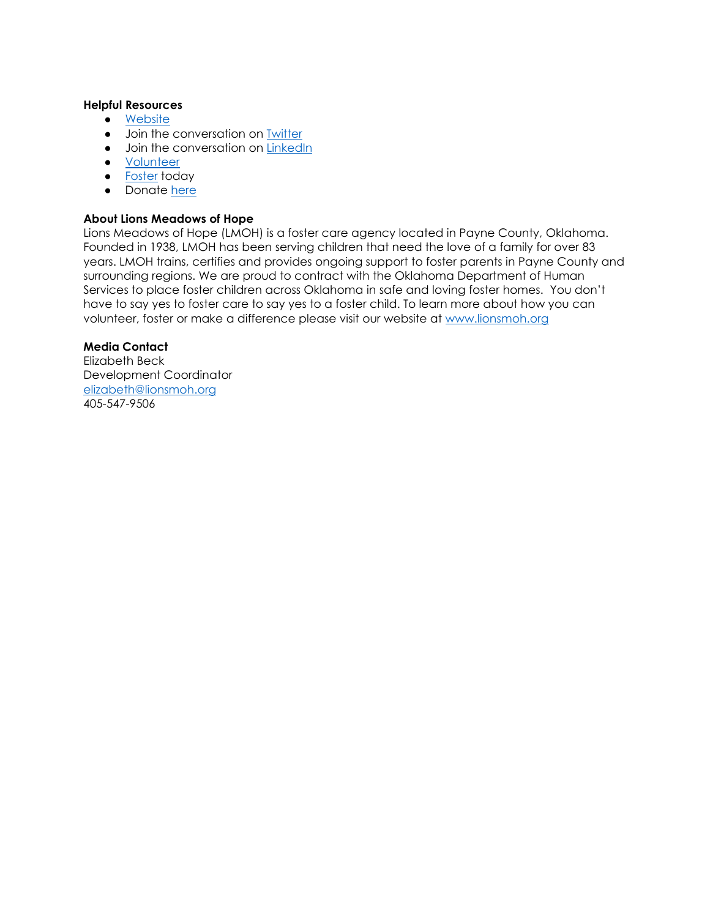**Helpful Resources**

- Website
- Join the conversation on Twitter
- Join the conversation on LinkedIn
- Volunteer
- Foster today
- Donate here

**About Lions Meadows of Hope**

Lions Meadows of Hope (LMOH) is a foster care agency located in Payne County, Oklahoma. Founded in 1938, LMOH has been serving children that need the love of a family for over 83 years. LMOH trains, certifies and provides ongoing support to foster parents in Payne County and surrounding regions. We are proud to contract with the Oklahoma Department of Human Services to place foster children across Oklahoma in safe and loving foster homes. You don't have to say yes to foster care to say yes to a foster child. To learn more about how you can volunteer, foster or make a difference please visit our website at www.lionsmoh.org

**Media Contact**

Elizabeth Beck
Development Coordinator
elizabeth@lionsmoh.org
405-547-9506